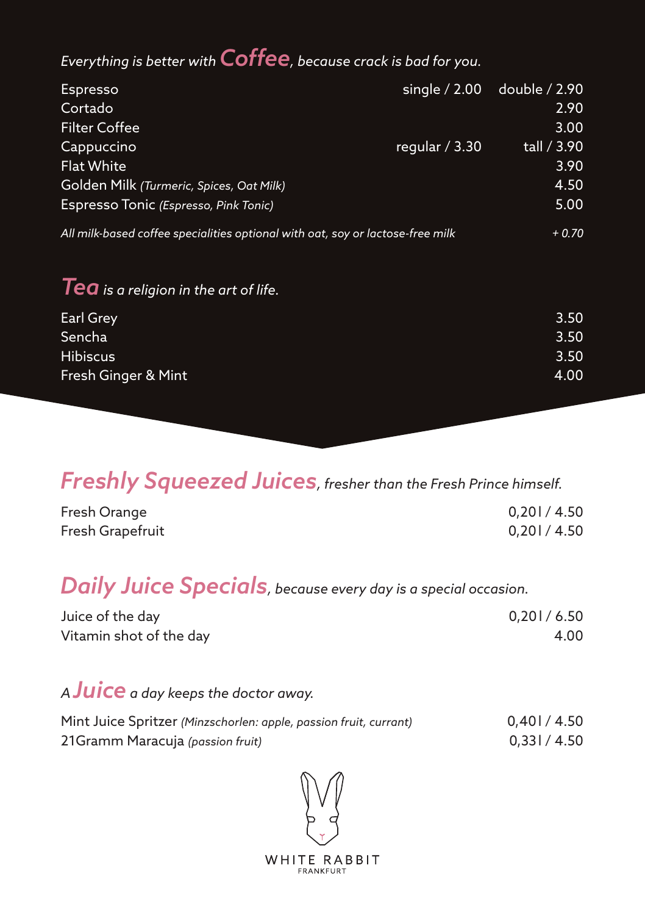## *Everything is better with **Coffee**, because crack is bad for you.*

| | | |
|---|---|---|
| Espresso | single / 2.00 | double / 2.90 |
| Cortado | | 2.90 |
| Filter Coffee | | 3.00 |
| Cappuccino | regular / 3.30 | tall / 3.90 |
| Flat White | | 3.90 |
| Golden Milk *(Turmeric, Spices, Oat Milk)* | | 4.50 |
| Espresso Tonic *(Espresso, Pink Tonic)* | | 5.00 |

*All milk-based coffee specialities optional with oat, soy or lactose-free milk* *+ 0.70*

## ***Tea** is a religion in the art of life.*

| | |
|---|---|
| Earl Grey | 3.50 |
| Sencha | 3.50 |
| Hibiscus | 3.50 |
| Fresh Ginger & Mint | 4.00 |

## ***Freshly Squeezed Juices**, fresher than the Fresh Prince himself.*

| | |
|---|---|
| Fresh Orange | 0,20l / 4.50 |
| Fresh Grapefruit | 0,20l / 4.50 |

## ***Daily Juice Specials**, because every day is a special occasion.*

| | |
|---|---|
| Juice of the day | 0,20l / 6.50 |
| Vitamin shot of the day | 4.00 |

## *A **Juice** a day keeps the doctor away.*

| | |
|---|---|
| Mint Juice Spritzer *(Minzschorlen: apple, passion fruit, currant)* | 0,40l / 4.50 |
| 21Gramm Maracuja *(passion fruit)* | 0,33l / 4.50 |

WHITE RABBIT
FRANKFURT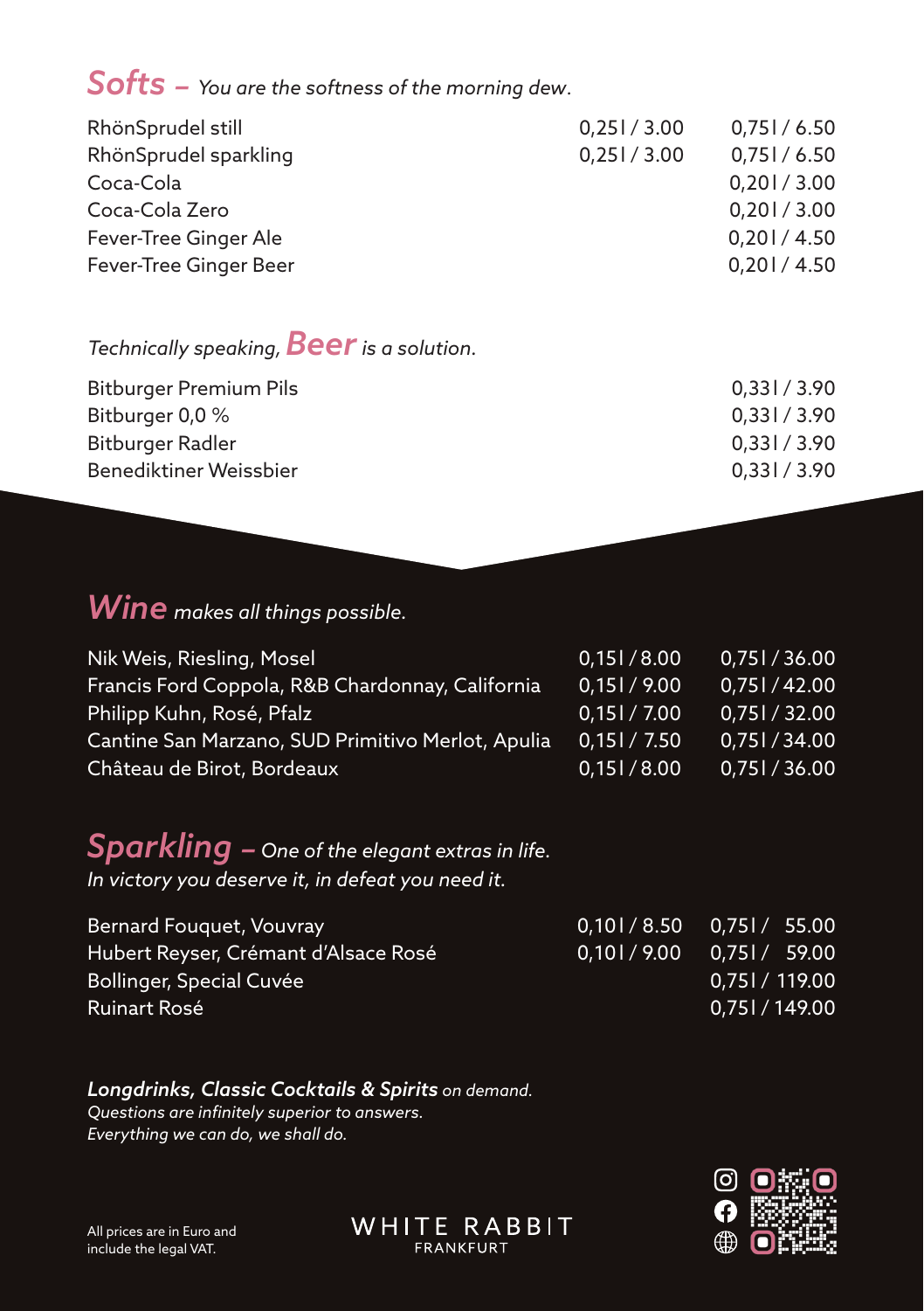## *Softs – You are the softness of the morning dew.*

| | | |
|---|---|---|
| RhönSprudel still | 0,25 l / 3.00 | 0,75 l / 6.50 |
| RhönSprudel sparkling | 0,25 l / 3.00 | 0,75 l / 6.50 |
| Coca-Cola | | 0,20 l / 3.00 |
| Coca-Cola Zero | | 0,20 l / 3.00 |
| Fever-Tree Ginger Ale | | 0,20 l / 4.50 |
| Fever-Tree Ginger Beer | | 0,20 l / 4.50 |

## *Technically speaking, Beer is a solution.*

| | |
|---|---|
| Bitburger Premium Pils | 0,33 l / 3.90 |
| Bitburger 0,0 % | 0,33 l / 3.90 |
| Bitburger Radler | 0,33 l / 3.90 |
| Benediktiner Weissbier | 0,33 l / 3.90 |

## *Wine makes all things possible.*

| | | |
|---|---|---|
| Nik Weis, Riesling, Mosel | 0,15 l / 8.00 | 0,75 l / 36.00 |
| Francis Ford Coppola, R&B Chardonnay, California | 0,15 l / 9.00 | 0,75 l / 42.00 |
| Philipp Kuhn, Rosé, Pfalz | 0,15 l / 7.00 | 0,75 l / 32.00 |
| Cantine San Marzano, SUD Primitivo Merlot, Apulia | 0,15 l / 7.50 | 0,75 l / 34.00 |
| Château de Birot, Bordeaux | 0,15 l / 8.00 | 0,75 l / 36.00 |

## *Sparkling – One of the elegant extras in life.*
*In victory you deserve it, in defeat you need it.*

| | | |
|---|---|---|
| Bernard Fouquet, Vouvray | 0,10 l / 8.50 | 0,75 l / 55.00 |
| Hubert Reyser, Crémant d'Alsace Rosé | 0,10 l / 9.00 | 0,75 l / 59.00 |
| Bollinger, Special Cuvée | | 0,75 l / 119.00 |
| Ruinart Rosé | | 0,75 l / 149.00 |

***Longdrinks, Classic Cocktails & Spirits*** *on demand.*
*Questions are infinitely superior to answers.*
*Everything we can do, we shall do.*

All prices are in Euro and include the legal VAT.

WHITE RABBIT
FRANKFURT